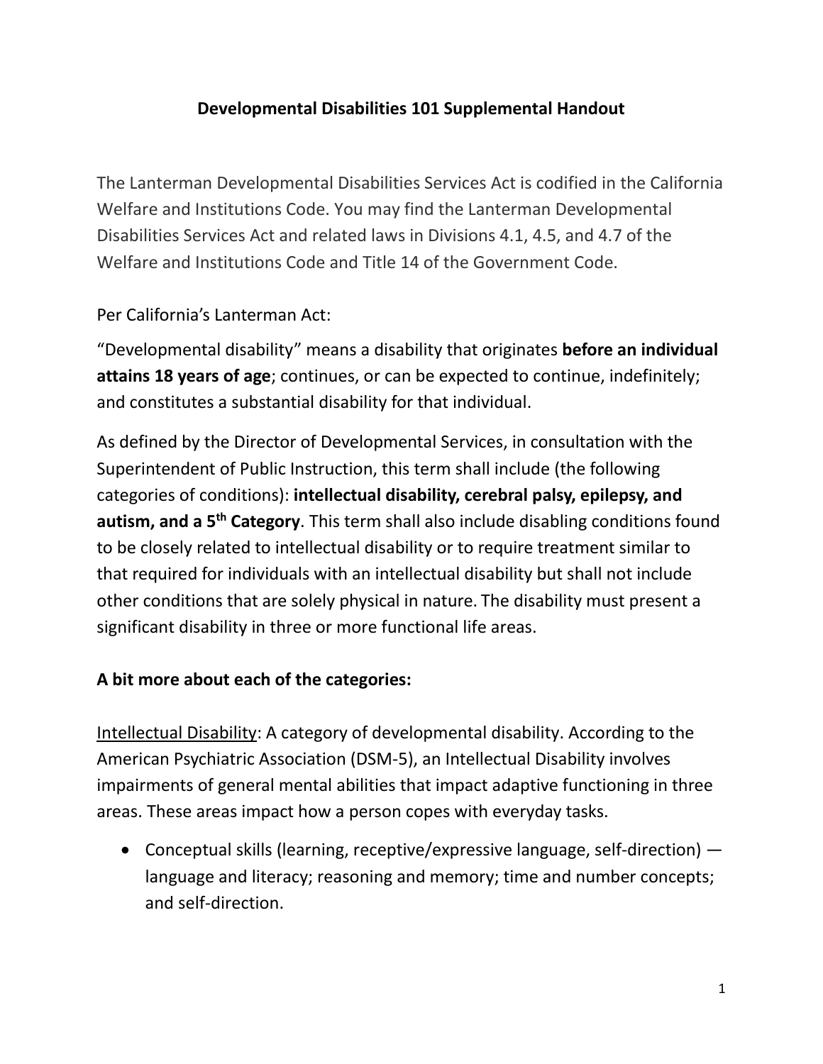# Developmental Disabilities 101 Supplemental Handout

The Lanterman Developmental Disabilities Services Act is codified in the California Welfare and Institutions Code. You may find the Lanterman Developmental Disabilities Services Act and related laws in Divisions 4.1, 4.5, and 4.7 of the Welfare and Institutions Code and Title 14 of the Government Code.

Per California's Lanterman Act:

"Developmental disability" means a disability that originates **before an individual attains 18 years of age**; continues, or can be expected to continue, indefinitely; and constitutes a substantial disability for that individual.

As defined by the Director of Developmental Services, in consultation with the Superintendent of Public Instruction, this term shall include (the following categories of conditions): **intellectual disability, cerebral palsy, epilepsy, and autism, and a 5th Category**. This term shall also include disabling conditions found to be closely related to intellectual disability or to require treatment similar to that required for individuals with an intellectual disability but shall not include other conditions that are solely physical in nature. The disability must present a significant disability in three or more functional life areas.

## A bit more about each of the categories:

Intellectual Disability: A category of developmental disability. According to the American Psychiatric Association (DSM-5), an Intellectual Disability involves impairments of general mental abilities that impact adaptive functioning in three areas. These areas impact how a person copes with everyday tasks.

- Conceptual skills (learning, receptive/expressive language, self-direction) — language and literacy; reasoning and memory; time and number concepts; and self-direction.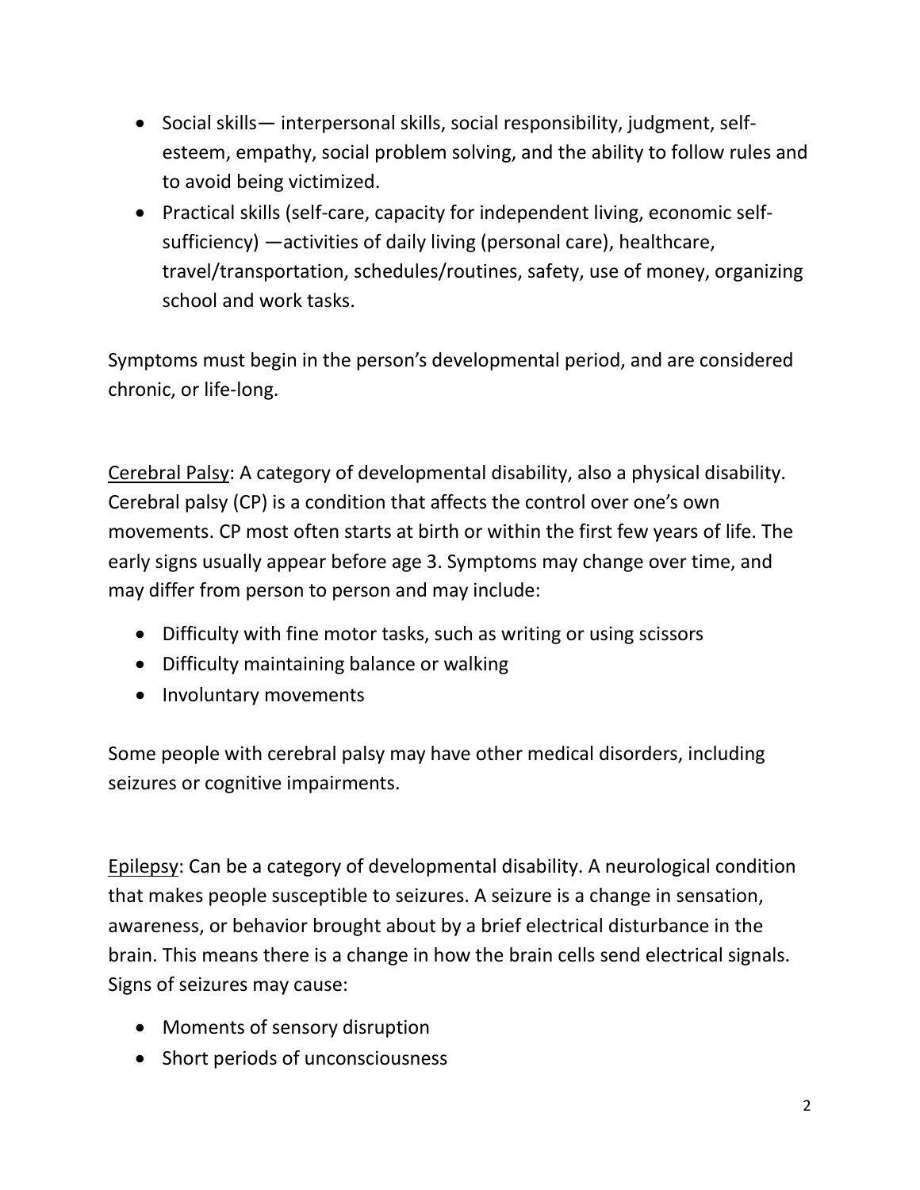- Social skills— interpersonal skills, social responsibility, judgment, self-esteem, empathy, social problem solving, and the ability to follow rules and to avoid being victimized.
- Practical skills (self-care, capacity for independent living, economic self-sufficiency) —activities of daily living (personal care), healthcare, travel/transportation, schedules/routines, safety, use of money, organizing school and work tasks.

Symptoms must begin in the person's developmental period, and are considered chronic, or life-long.

<u>Cerebral Palsy</u>: A category of developmental disability, also a physical disability. Cerebral palsy (CP) is a condition that affects the control over one's own movements. CP most often starts at birth or within the first few years of life. The early signs usually appear before age 3. Symptoms may change over time, and may differ from person to person and may include:

- Difficulty with fine motor tasks, such as writing or using scissors
- Difficulty maintaining balance or walking
- Involuntary movements

Some people with cerebral palsy may have other medical disorders, including seizures or cognitive impairments.

<u>Epilepsy</u>: Can be a category of developmental disability. A neurological condition that makes people susceptible to seizures. A seizure is a change in sensation, awareness, or behavior brought about by a brief electrical disturbance in the brain. This means there is a change in how the brain cells send electrical signals. Signs of seizures may cause:

- Moments of sensory disruption
- Short periods of unconsciousness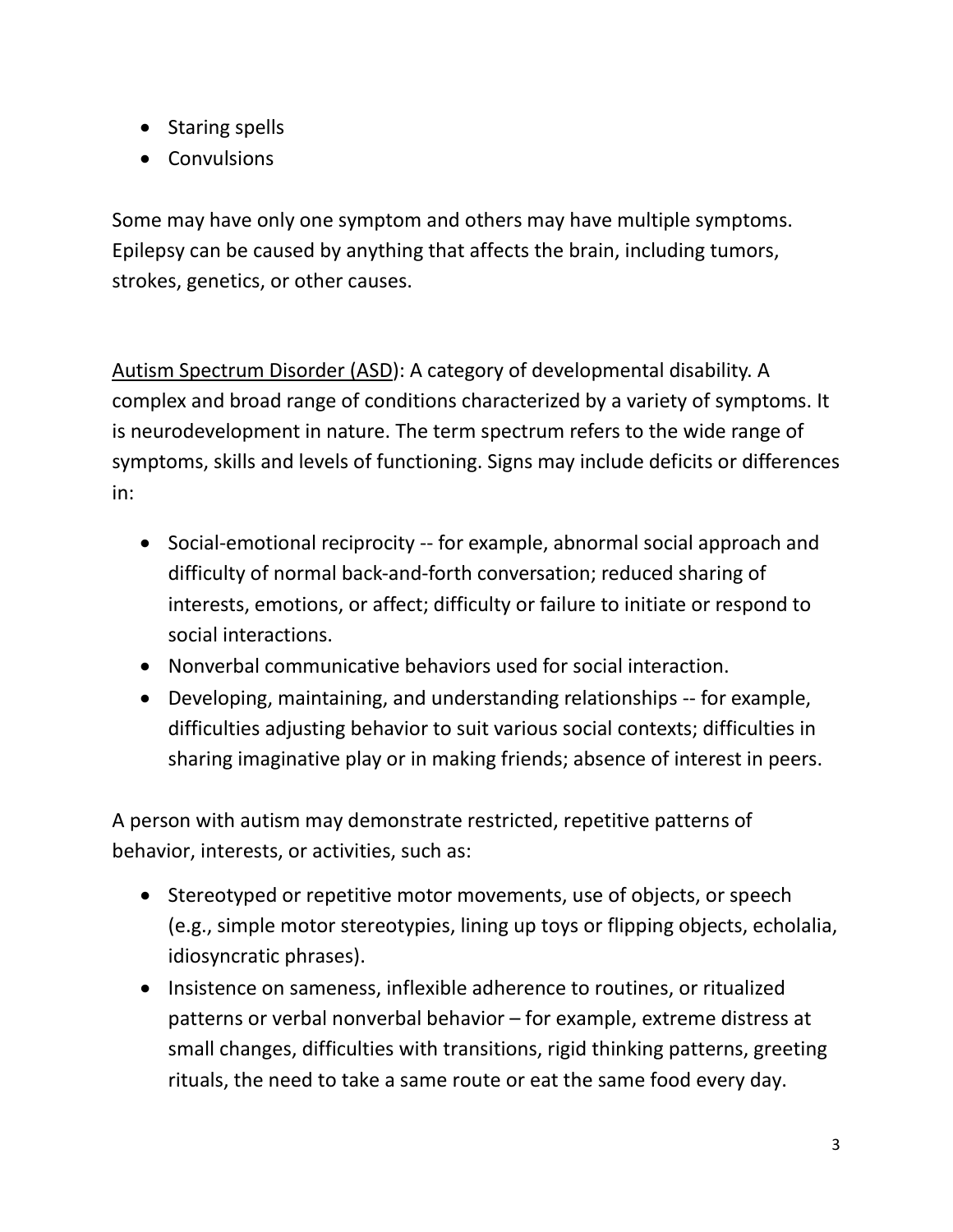- Staring spells
- Convulsions

Some may have only one symptom and others may have multiple symptoms. Epilepsy can be caused by anything that affects the brain, including tumors, strokes, genetics, or other causes.

<u>Autism Spectrum Disorder (ASD)</u>: A category of developmental disability. A complex and broad range of conditions characterized by a variety of symptoms. It is neurodevelopment in nature. The term spectrum refers to the wide range of symptoms, skills and levels of functioning. Signs may include deficits or differences in:

- Social-emotional reciprocity -- for example, abnormal social approach and difficulty of normal back-and-forth conversation; reduced sharing of interests, emotions, or affect; difficulty or failure to initiate or respond to social interactions.
- Nonverbal communicative behaviors used for social interaction.
- Developing, maintaining, and understanding relationships -- for example, difficulties adjusting behavior to suit various social contexts; difficulties in sharing imaginative play or in making friends; absence of interest in peers.

A person with autism may demonstrate restricted, repetitive patterns of behavior, interests, or activities, such as:

- Stereotyped or repetitive motor movements, use of objects, or speech (e.g., simple motor stereotypies, lining up toys or flipping objects, echolalia, idiosyncratic phrases).
- Insistence on sameness, inflexible adherence to routines, or ritualized patterns or verbal nonverbal behavior – for example, extreme distress at small changes, difficulties with transitions, rigid thinking patterns, greeting rituals, the need to take a same route or eat the same food every day.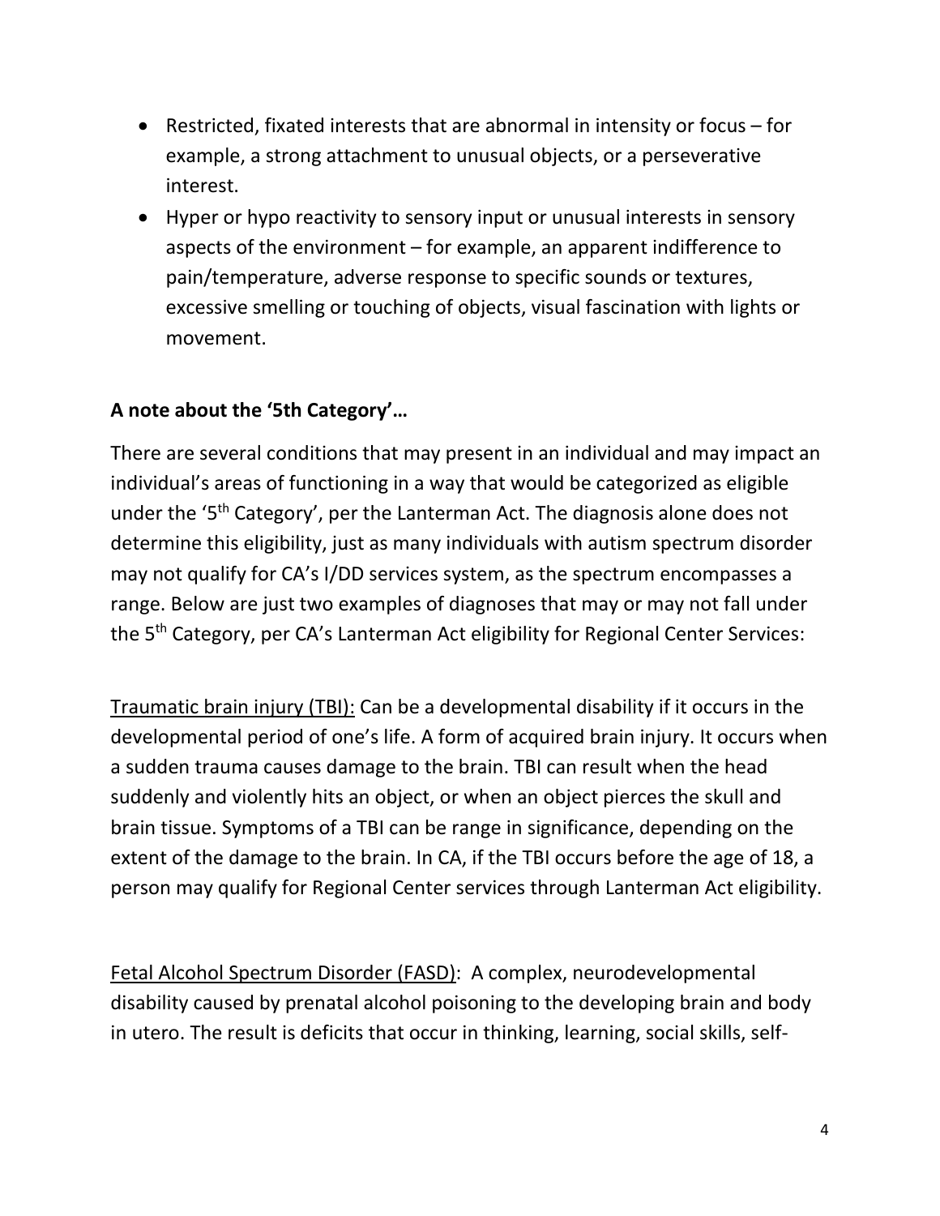- Restricted, fixated interests that are abnormal in intensity or focus – for example, a strong attachment to unusual objects, or a perseverative interest.
- Hyper or hypo reactivity to sensory input or unusual interests in sensory aspects of the environment – for example, an apparent indifference to pain/temperature, adverse response to specific sounds or textures, excessive smelling or touching of objects, visual fascination with lights or movement.

**A note about the '5th Category'…**

There are several conditions that may present in an individual and may impact an individual's areas of functioning in a way that would be categorized as eligible under the '5th Category', per the Lanterman Act. The diagnosis alone does not determine this eligibility, just as many individuals with autism spectrum disorder may not qualify for CA's I/DD services system, as the spectrum encompasses a range. Below are just two examples of diagnoses that may or may not fall under the 5th Category, per CA's Lanterman Act eligibility for Regional Center Services:

Traumatic brain injury (TBI): Can be a developmental disability if it occurs in the developmental period of one's life. A form of acquired brain injury. It occurs when a sudden trauma causes damage to the brain. TBI can result when the head suddenly and violently hits an object, or when an object pierces the skull and brain tissue. Symptoms of a TBI can be range in significance, depending on the extent of the damage to the brain. In CA, if the TBI occurs before the age of 18, a person may qualify for Regional Center services through Lanterman Act eligibility.

Fetal Alcohol Spectrum Disorder (FASD): A complex, neurodevelopmental disability caused by prenatal alcohol poisoning to the developing brain and body in utero. The result is deficits that occur in thinking, learning, social skills, self-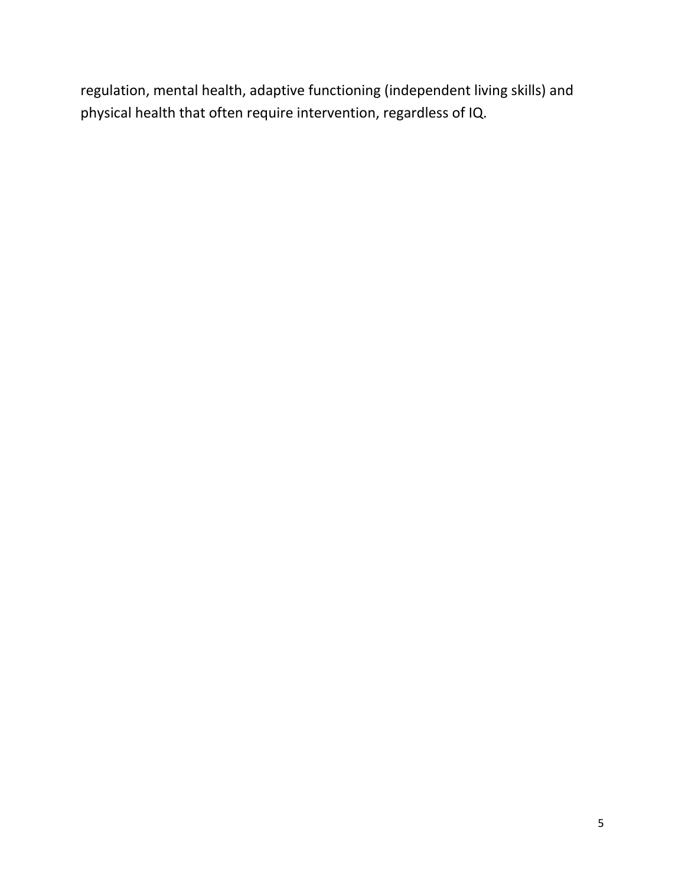regulation, mental health, adaptive functioning (independent living skills) and physical health that often require intervention, regardless of IQ.